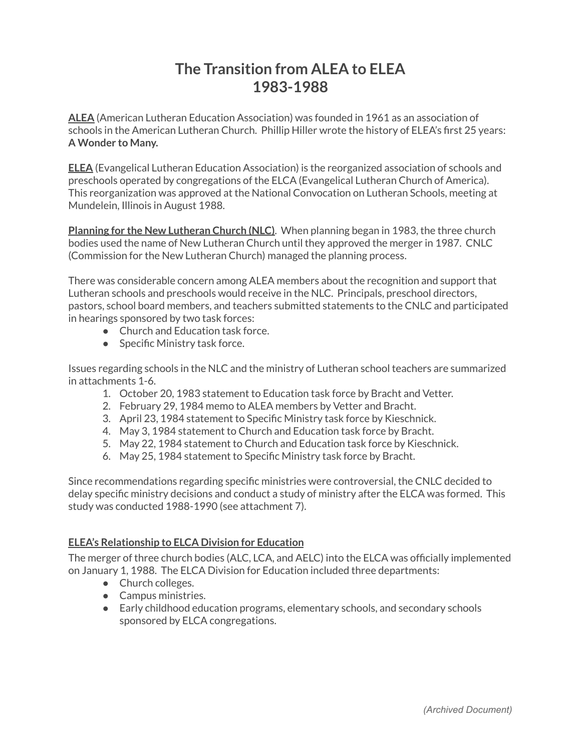# The Transition from ALEA to ELEA
# 1983-1988

**ALEA** (American Lutheran Education Association) was founded in 1961 as an association of schools in the American Lutheran Church. Phillip Hiller wrote the history of ELEA's first 25 years: **A Wonder to Many.**

**ELEA** (Evangelical Lutheran Education Association) is the reorganized association of schools and preschools operated by congregations of the ELCA (Evangelical Lutheran Church of America). This reorganization was approved at the National Convocation on Lutheran Schools, meeting at Mundelein, Illinois in August 1988.

**Planning for the New Lutheran Church (NLC)**. When planning began in 1983, the three church bodies used the name of New Lutheran Church until they approved the merger in 1987. CNLC (Commission for the New Lutheran Church) managed the planning process.

There was considerable concern among ALEA members about the recognition and support that Lutheran schools and preschools would receive in the NLC. Principals, preschool directors, pastors, school board members, and teachers submitted statements to the CNLC and participated in hearings sponsored by two task forces:

- Church and Education task force.
- Specific Ministry task force.

Issues regarding schools in the NLC and the ministry of Lutheran school teachers are summarized in attachments 1-6.

1. October 20, 1983 statement to Education task force by Bracht and Vetter.
2. February 29, 1984 memo to ALEA members by Vetter and Bracht.
3. April 23, 1984 statement to Specific Ministry task force by Kieschnick.
4. May 3, 1984 statement to Church and Education task force by Bracht.
5. May 22, 1984 statement to Church and Education task force by Kieschnick.
6. May 25, 1984 statement to Specific Ministry task force by Bracht.

Since recommendations regarding specific ministries were controversial, the CNLC decided to delay specific ministry decisions and conduct a study of ministry after the ELCA was formed. This study was conducted 1988-1990 (see attachment 7).

**ELEA's Relationship to ELCA Division for Education**

The merger of three church bodies (ALC, LCA, and AELC) into the ELCA was officially implemented on January 1, 1988. The ELCA Division for Education included three departments:

- Church colleges.
- Campus ministries.
- Early childhood education programs, elementary schools, and secondary schools sponsored by ELCA congregations.

*(Archived Document)*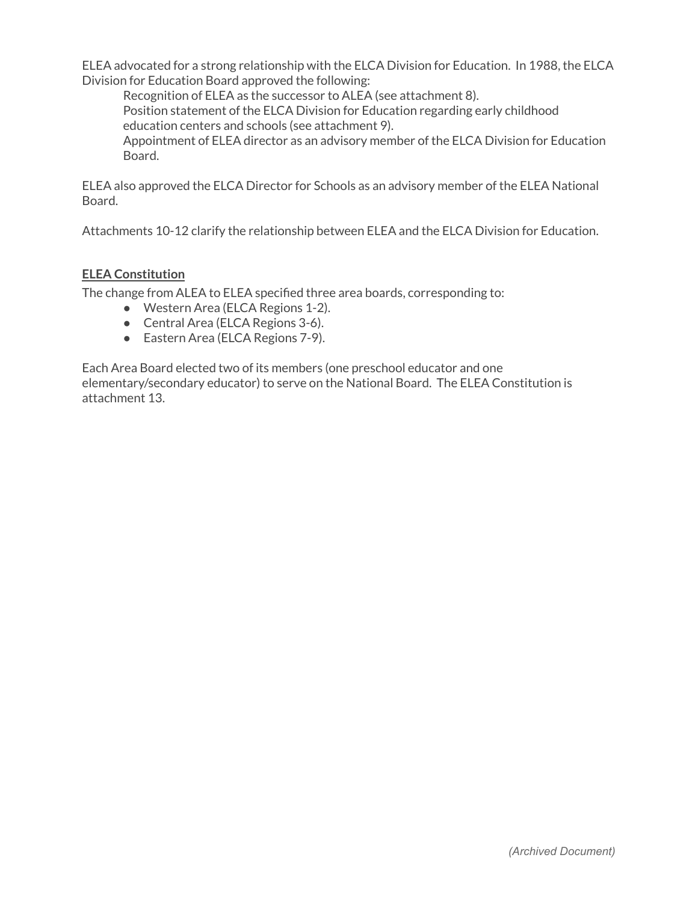ELEA advocated for a strong relationship with the ELCA Division for Education. In 1988, the ELCA Division for Education Board approved the following:

Recognition of ELEA as the successor to ALEA (see attachment 8).
Position statement of the ELCA Division for Education regarding early childhood education centers and schools (see attachment 9).
Appointment of ELEA director as an advisory member of the ELCA Division for Education Board.

ELEA also approved the ELCA Director for Schools as an advisory member of the ELEA National Board.

Attachments 10-12 clarify the relationship between ELEA and the ELCA Division for Education.

**ELEA Constitution**

The change from ALEA to ELEA specified three area boards, corresponding to:

- Western Area (ELCA Regions 1-2).
- Central Area (ELCA Regions 3-6).
- Eastern Area (ELCA Regions 7-9).

Each Area Board elected two of its members (one preschool educator and one elementary/secondary educator) to serve on the National Board. The ELEA Constitution is attachment 13.

*(Archived Document)*